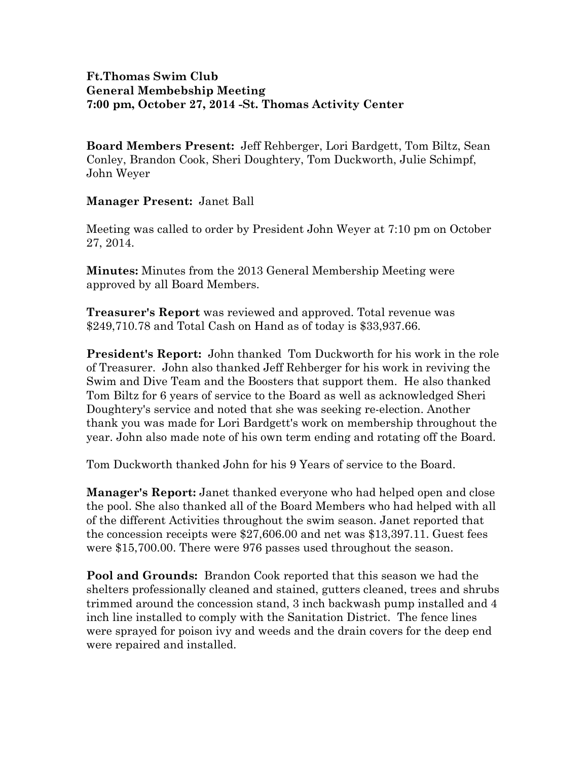**Ft.Thomas Swim Club**
**General Membebship Meeting**
**7:00 pm, October 27, 2014 -St. Thomas Activity Center**

**Board Members Present:** Jeff Rehberger, Lori Bardgett, Tom Biltz, Sean Conley, Brandon Cook, Sheri Doughtery, Tom Duckworth, Julie Schimpf, John Weyer

**Manager Present:** Janet Ball

Meeting was called to order by President John Weyer at 7:10 pm on October 27, 2014.

**Minutes:** Minutes from the 2013 General Membership Meeting were approved by all Board Members.

**Treasurer's Report** was reviewed and approved. Total revenue was $249,710.78 and Total Cash on Hand as of today is $33,937.66.

**President's Report:** John thanked Tom Duckworth for his work in the role of Treasurer. John also thanked Jeff Rehberger for his work in reviving the Swim and Dive Team and the Boosters that support them. He also thanked Tom Biltz for 6 years of service to the Board as well as acknowledged Sheri Doughtery's service and noted that she was seeking re-election. Another thank you was made for Lori Bardgett's work on membership throughout the year. John also made note of his own term ending and rotating off the Board.

Tom Duckworth thanked John for his 9 Years of service to the Board.

**Manager's Report:** Janet thanked everyone who had helped open and close the pool. She also thanked all of the Board Members who had helped with all of the different Activities throughout the swim season. Janet reported that the concession receipts were $27,606.00 and net was $13,397.11. Guest fees were $15,700.00. There were 976 passes used throughout the season.

**Pool and Grounds:** Brandon Cook reported that this season we had the shelters professionally cleaned and stained, gutters cleaned, trees and shrubs trimmed around the concession stand, 3 inch backwash pump installed and 4 inch line installed to comply with the Sanitation District. The fence lines were sprayed for poison ivy and weeds and the drain covers for the deep end were repaired and installed.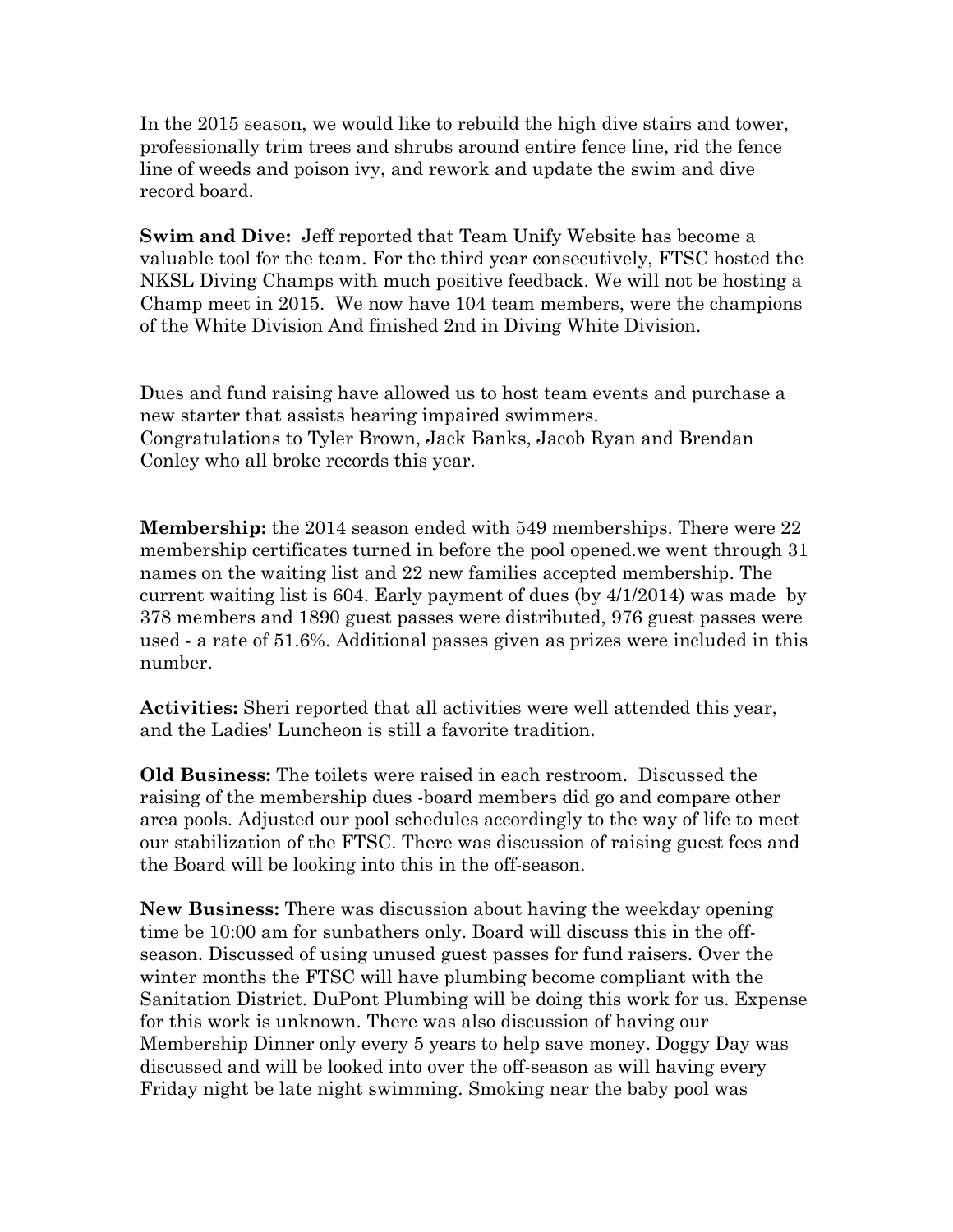In the 2015 season, we would like to rebuild the high dive stairs and tower, professionally trim trees and shrubs around entire fence line, rid the fence line of weeds and poison ivy, and rework and update the swim and dive record board.

**Swim and Dive:** Jeff reported that Team Unify Website has become a valuable tool for the team. For the third year consecutively, FTSC hosted the NKSL Diving Champs with much positive feedback. We will not be hosting a Champ meet in 2015. We now have 104 team members, were the champions of the White Division And finished 2nd in Diving White Division.

Dues and fund raising have allowed us to host team events and purchase a new starter that assists hearing impaired swimmers.
Congratulations to Tyler Brown, Jack Banks, Jacob Ryan and Brendan Conley who all broke records this year.

**Membership:** the 2014 season ended with 549 memberships. There were 22 membership certificates turned in before the pool opened.we went through 31 names on the waiting list and 22 new families accepted membership. The current waiting list is 604. Early payment of dues (by 4/1/2014) was made by 378 members and 1890 guest passes were distributed, 976 guest passes were used - a rate of 51.6%. Additional passes given as prizes were included in this number.

**Activities:** Sheri reported that all activities were well attended this year, and the Ladies' Luncheon is still a favorite tradition.

**Old Business:** The toilets were raised in each restroom. Discussed the raising of the membership dues -board members did go and compare other area pools. Adjusted our pool schedules accordingly to the way of life to meet our stabilization of the FTSC. There was discussion of raising guest fees and the Board will be looking into this in the off-season.

**New Business:** There was discussion about having the weekday opening time be 10:00 am for sunbathers only. Board will discuss this in the off-season. Discussed of using unused guest passes for fund raisers. Over the winter months the FTSC will have plumbing become compliant with the Sanitation District. DuPont Plumbing will be doing this work for us. Expense for this work is unknown. There was also discussion of having our Membership Dinner only every 5 years to help save money. Doggy Day was discussed and will be looked into over the off-season as will having every Friday night be late night swimming. Smoking near the baby pool was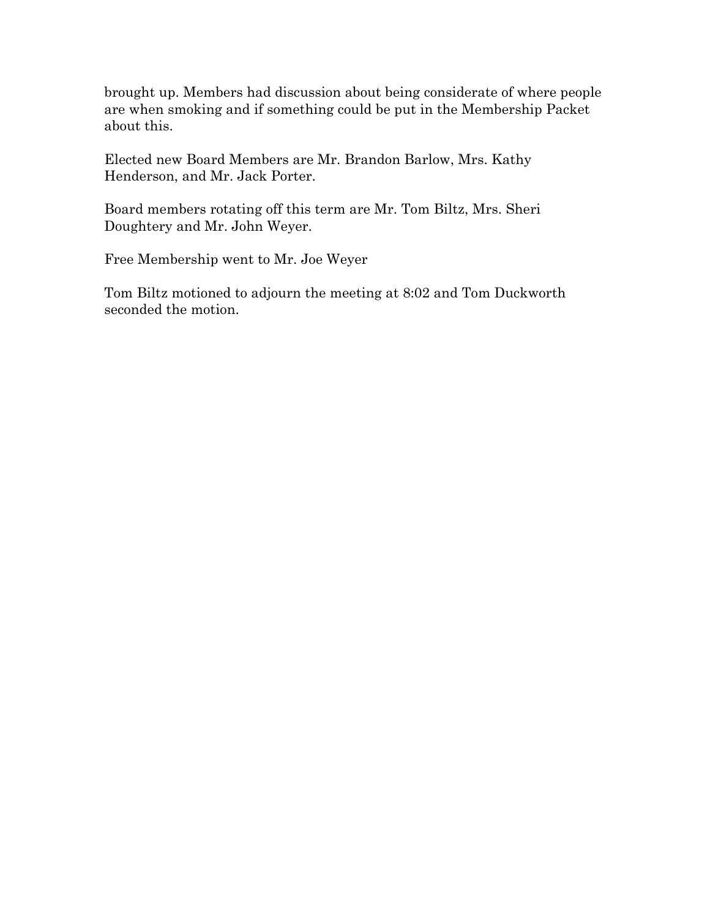brought up. Members had discussion about being considerate of where people are when smoking and if something could be put in the Membership Packet about this.

Elected new Board Members are Mr. Brandon Barlow, Mrs. Kathy Henderson, and Mr. Jack Porter.

Board members rotating off this term are Mr. Tom Biltz, Mrs. Sheri Doughtery and Mr. John Weyer.

Free Membership went to Mr. Joe Weyer

Tom Biltz motioned to adjourn the meeting at 8:02 and Tom Duckworth seconded the motion.